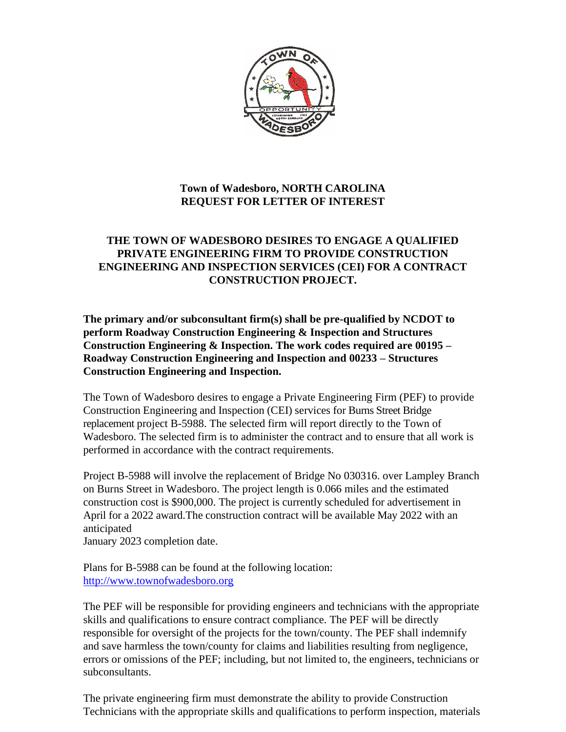**Town of Wadesboro, NORTH CAROLINA**
**REQUEST FOR LETTER OF INTEREST**

**THE TOWN OF WADESBORO DESIRES TO ENGAGE A QUALIFIED PRIVATE ENGINEERING FIRM TO PROVIDE CONSTRUCTION ENGINEERING AND INSPECTION SERVICES (CEI) FOR A CONTRACT CONSTRUCTION PROJECT.**

**The primary and/or subconsultant firm(s) shall be pre-qualified by NCDOT to perform Roadway Construction Engineering & Inspection and Structures Construction Engineering & Inspection. The work codes required are 00195 – Roadway Construction Engineering and Inspection and 00233 – Structures Construction Engineering and Inspection.**

The Town of Wadesboro desires to engage a Private Engineering Firm (PEF) to provide Construction Engineering and Inspection (CEI) services for Burns Street Bridge replacement project B-5988. The selected firm will report directly to the Town of Wadesboro. The selected firm is to administer the contract and to ensure that all work is performed in accordance with the contract requirements.

Project B-5988 will involve the replacement of Bridge No 030316. over Lampley Branch on Burns Street in Wadesboro. The project length is 0.066 miles and the estimated construction cost is $900,000. The project is currently scheduled for advertisement in April for a 2022 award.The construction contract will be available May 2022 with an anticipated
January 2023 completion date.

Plans for B-5988 can be found at the following location:
http://www.townofwadesboro.org

The PEF will be responsible for providing engineers and technicians with the appropriate skills and qualifications to ensure contract compliance. The PEF will be directly responsible for oversight of the projects for the town/county. The PEF shall indemnify and save harmless the town/county for claims and liabilities resulting from negligence, errors or omissions of the PEF; including, but not limited to, the engineers, technicians or subconsultants.

The private engineering firm must demonstrate the ability to provide Construction Technicians with the appropriate skills and qualifications to perform inspection, materials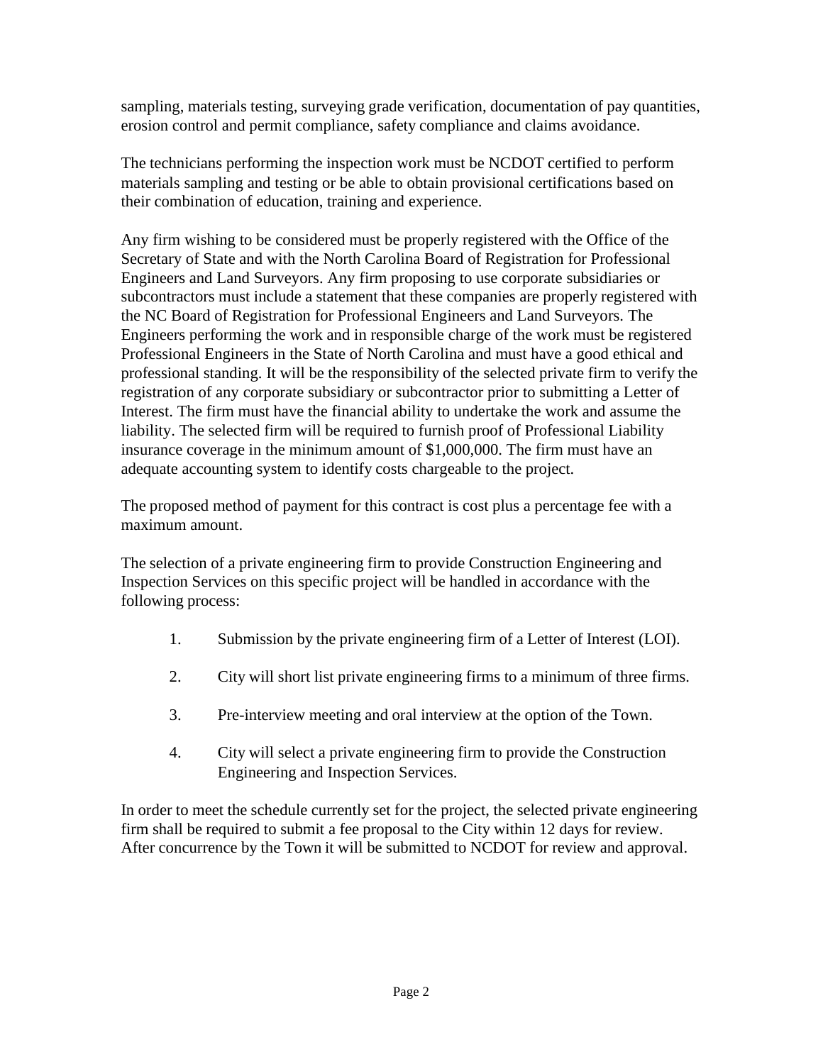sampling, materials testing, surveying grade verification, documentation of pay quantities, erosion control and permit compliance, safety compliance and claims avoidance.

The technicians performing the inspection work must be NCDOT certified to perform materials sampling and testing or be able to obtain provisional certifications based on their combination of education, training and experience.

Any firm wishing to be considered must be properly registered with the Office of the Secretary of State and with the North Carolina Board of Registration for Professional Engineers and Land Surveyors. Any firm proposing to use corporate subsidiaries or subcontractors must include a statement that these companies are properly registered with the NC Board of Registration for Professional Engineers and Land Surveyors. The Engineers performing the work and in responsible charge of the work must be registered Professional Engineers in the State of North Carolina and must have a good ethical and professional standing. It will be the responsibility of the selected private firm to verify the registration of any corporate subsidiary or subcontractor prior to submitting a Letter of Interest. The firm must have the financial ability to undertake the work and assume the liability. The selected firm will be required to furnish proof of Professional Liability insurance coverage in the minimum amount of $1,000,000. The firm must have an adequate accounting system to identify costs chargeable to the project.

The proposed method of payment for this contract is cost plus a percentage fee with a maximum amount.

The selection of a private engineering firm to provide Construction Engineering and Inspection Services on this specific project will be handled in accordance with the following process:

1. Submission by the private engineering firm of a Letter of Interest (LOI).

2. City will short list private engineering firms to a minimum of three firms.

3. Pre-interview meeting and oral interview at the option of the Town.

4. City will select a private engineering firm to provide the Construction Engineering and Inspection Services.

In order to meet the schedule currently set for the project, the selected private engineering firm shall be required to submit a fee proposal to the City within 12 days for review. After concurrence by the Town it will be submitted to NCDOT for review and approval.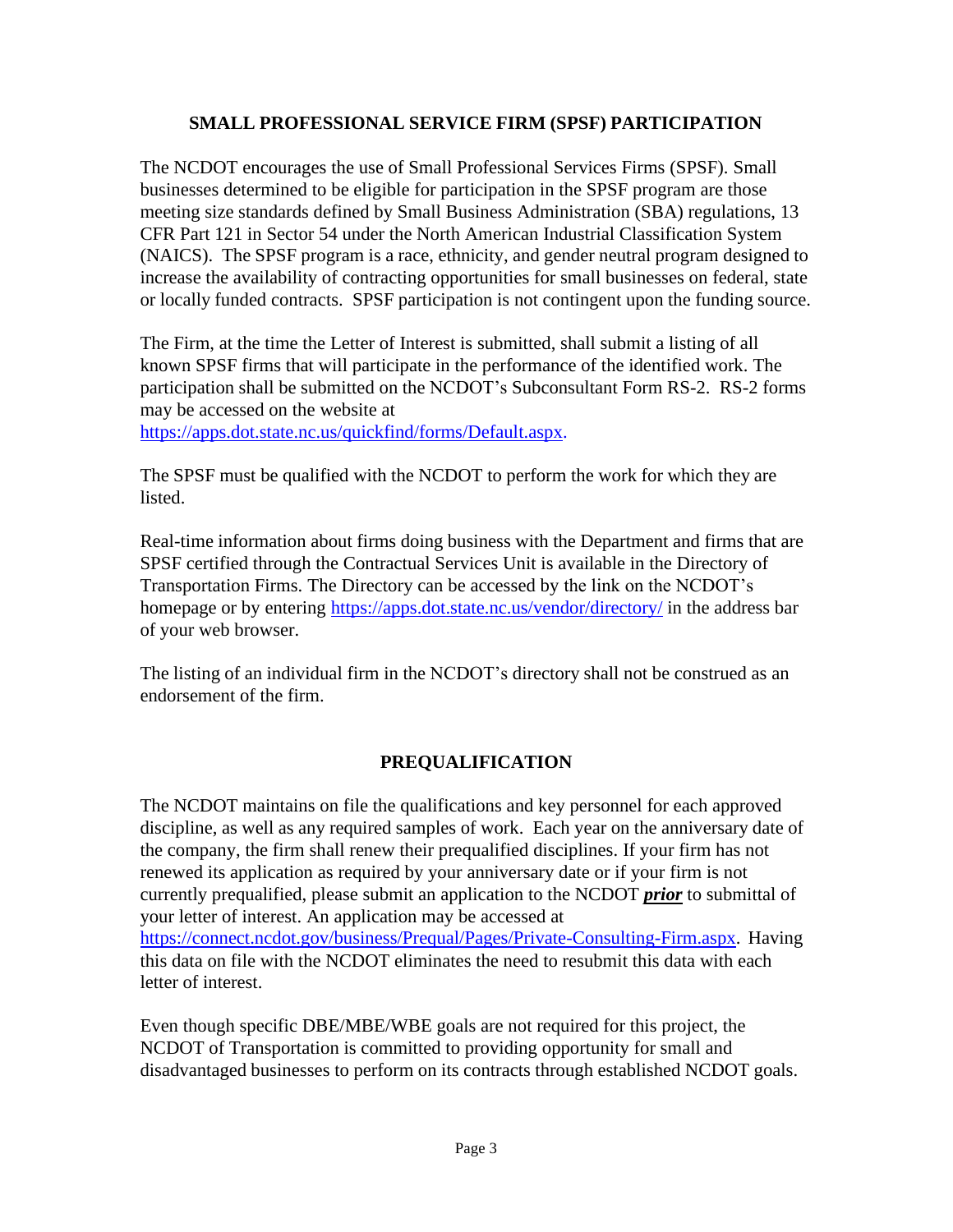## SMALL PROFESSIONAL SERVICE FIRM (SPSF) PARTICIPATION

The NCDOT encourages the use of Small Professional Services Firms (SPSF). Small businesses determined to be eligible for participation in the SPSF program are those meeting size standards defined by Small Business Administration (SBA) regulations, 13 CFR Part 121 in Sector 54 under the North American Industrial Classification System (NAICS). The SPSF program is a race, ethnicity, and gender neutral program designed to increase the availability of contracting opportunities for small businesses on federal, state or locally funded contracts. SPSF participation is not contingent upon the funding source.

The Firm, at the time the Letter of Interest is submitted, shall submit a listing of all known SPSF firms that will participate in the performance of the identified work. The participation shall be submitted on the NCDOT's Subconsultant Form RS-2. RS-2 forms may be accessed on the website at https://apps.dot.state.nc.us/quickfind/forms/Default.aspx.

The SPSF must be qualified with the NCDOT to perform the work for which they are listed.

Real-time information about firms doing business with the Department and firms that are SPSF certified through the Contractual Services Unit is available in the Directory of Transportation Firms. The Directory can be accessed by the link on the NCDOT's homepage or by entering https://apps.dot.state.nc.us/vendor/directory/ in the address bar of your web browser.

The listing of an individual firm in the NCDOT's directory shall not be construed as an endorsement of the firm.

## PREQUALIFICATION

The NCDOT maintains on file the qualifications and key personnel for each approved discipline, as well as any required samples of work. Each year on the anniversary date of the company, the firm shall renew their prequalified disciplines. If your firm has not renewed its application as required by your anniversary date or if your firm is not currently prequalified, please submit an application to the NCDOT ***prior*** to submittal of your letter of interest. An application may be accessed at https://connect.ncdot.gov/business/Prequal/Pages/Private-Consulting-Firm.aspx. Having this data on file with the NCDOT eliminates the need to resubmit this data with each letter of interest.

Even though specific DBE/MBE/WBE goals are not required for this project, the NCDOT of Transportation is committed to providing opportunity for small and disadvantaged businesses to perform on its contracts through established NCDOT goals.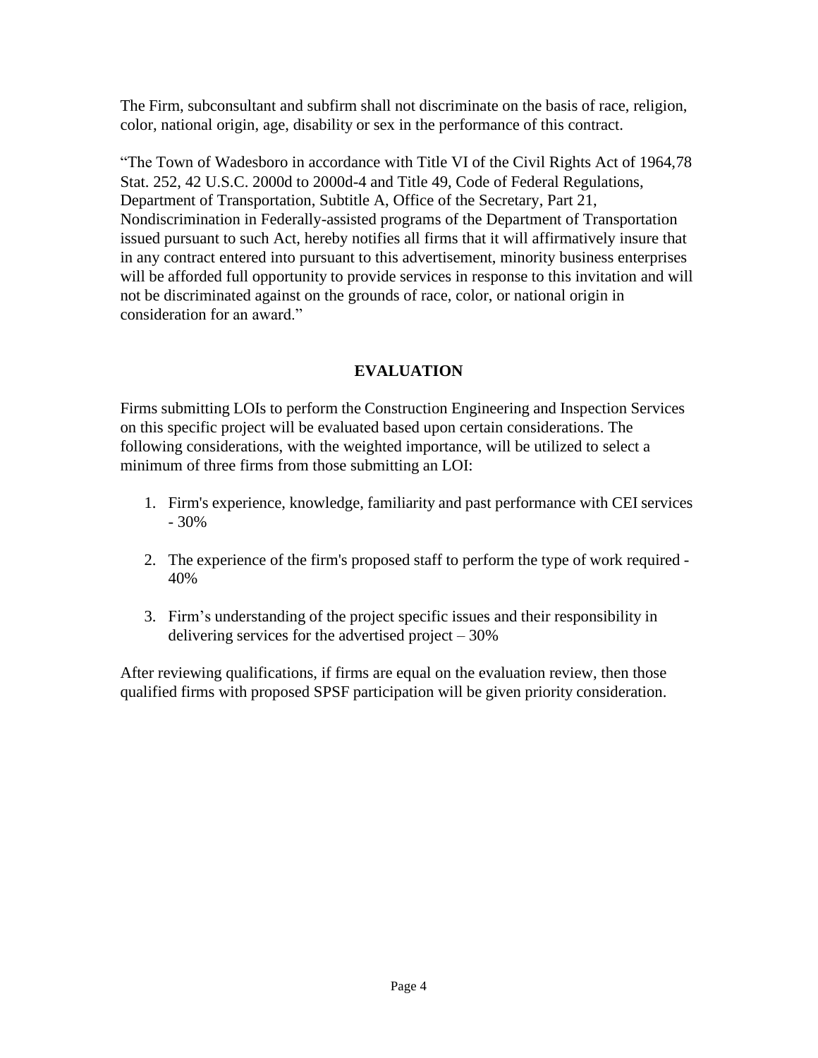The Firm, subconsultant and subfirm shall not discriminate on the basis of race, religion, color, national origin, age, disability or sex in the performance of this contract.

"The Town of Wadesboro in accordance with Title VI of the Civil Rights Act of 1964,78 Stat. 252, 42 U.S.C. 2000d to 2000d-4 and Title 49, Code of Federal Regulations, Department of Transportation, Subtitle A, Office of the Secretary, Part 21, Nondiscrimination in Federally-assisted programs of the Department of Transportation issued pursuant to such Act, hereby notifies all firms that it will affirmatively insure that in any contract entered into pursuant to this advertisement, minority business enterprises will be afforded full opportunity to provide services in response to this invitation and will not be discriminated against on the grounds of race, color, or national origin in consideration for an award."

## EVALUATION

Firms submitting LOIs to perform the Construction Engineering and Inspection Services on this specific project will be evaluated based upon certain considerations. The following considerations, with the weighted importance, will be utilized to select a minimum of three firms from those submitting an LOI:

1. Firm's experience, knowledge, familiarity and past performance with CEI services - 30%

2. The experience of the firm's proposed staff to perform the type of work required - 40%

3. Firm's understanding of the project specific issues and their responsibility in delivering services for the advertised project – 30%

After reviewing qualifications, if firms are equal on the evaluation review, then those qualified firms with proposed SPSF participation will be given priority consideration.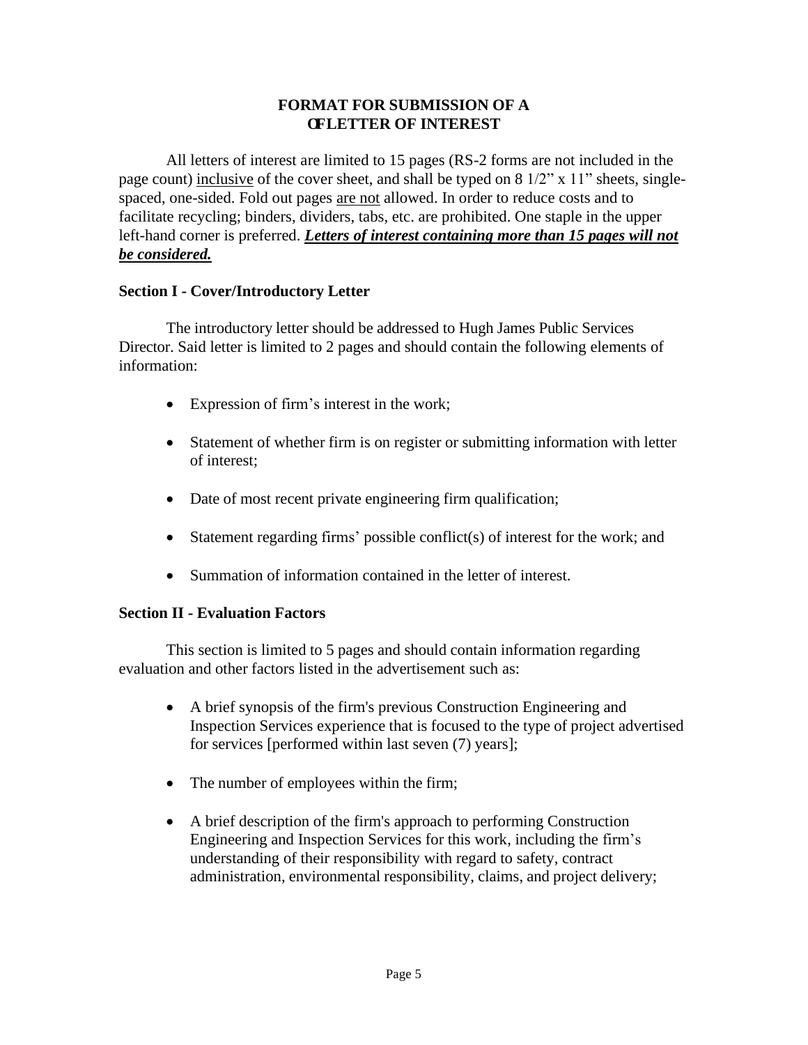**FORMAT FOR SUBMISSION OF A**
**OFLETTER OF INTEREST**

All letters of interest are limited to 15 pages (RS-2 forms are not included in the page count) inclusive of the cover sheet, and shall be typed on 8 1/2" x 11" sheets, single-spaced, one-sided. Fold out pages are not allowed. In order to reduce costs and to facilitate recycling; binders, dividers, tabs, etc. are prohibited. One staple in the upper left-hand corner is preferred. ***Letters of interest containing more than 15 pages will not be considered.***

**Section I - Cover/Introductory Letter**

The introductory letter should be addressed to Hugh James Public Services Director. Said letter is limited to 2 pages and should contain the following elements of information:

- Expression of firm's interest in the work;
- Statement of whether firm is on register or submitting information with letter of interest;
- Date of most recent private engineering firm qualification;
- Statement regarding firms' possible conflict(s) of interest for the work; and
- Summation of information contained in the letter of interest.

**Section II - Evaluation Factors**

This section is limited to 5 pages and should contain information regarding evaluation and other factors listed in the advertisement such as:

- A brief synopsis of the firm's previous Construction Engineering and Inspection Services experience that is focused to the type of project advertised for services [performed within last seven (7) years];
- The number of employees within the firm;
- A brief description of the firm's approach to performing Construction Engineering and Inspection Services for this work, including the firm's understanding of their responsibility with regard to safety, contract administration, environmental responsibility, claims, and project delivery;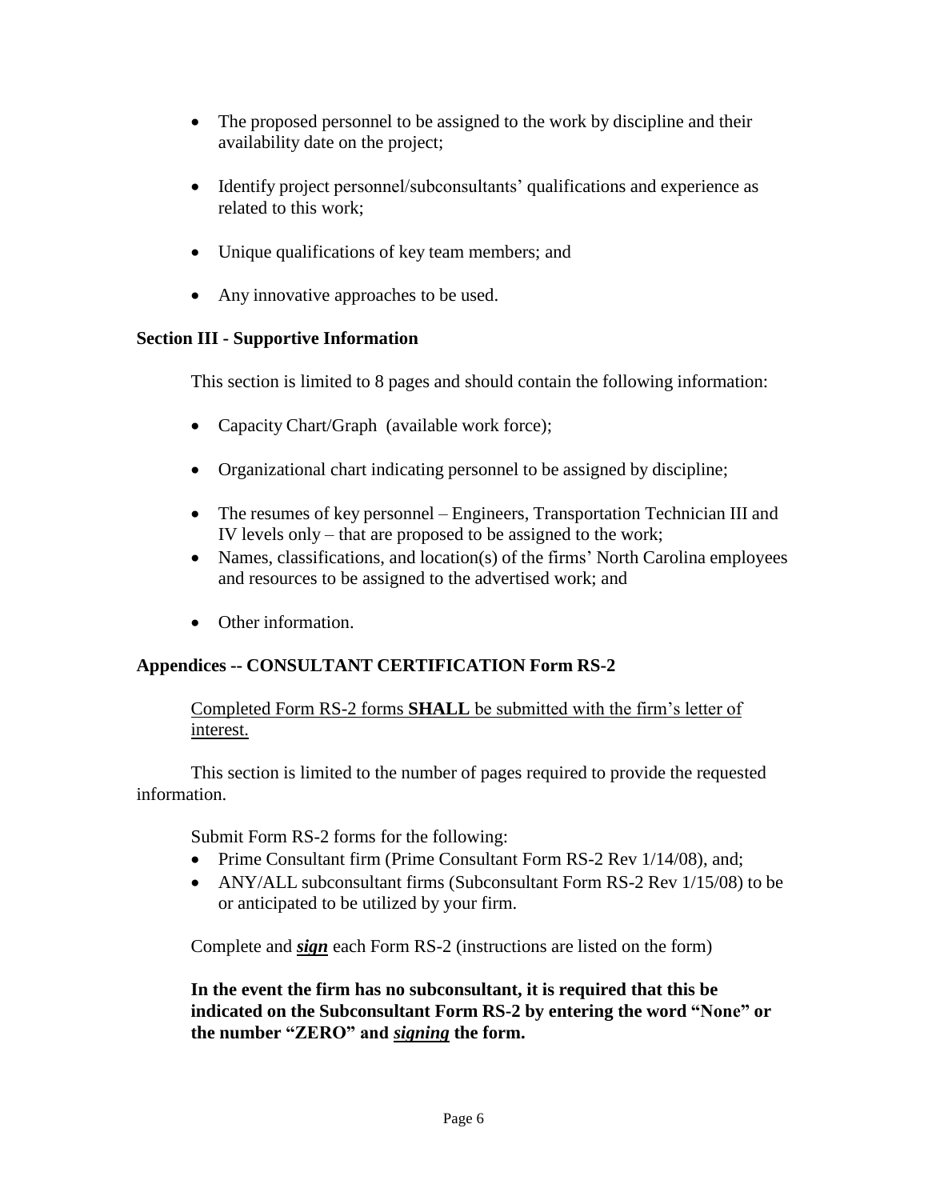- The proposed personnel to be assigned to the work by discipline and their availability date on the project;
- Identify project personnel/subconsultants' qualifications and experience as related to this work;
- Unique qualifications of key team members; and
- Any innovative approaches to be used.

**Section III - Supportive Information**

This section is limited to 8 pages and should contain the following information:

- Capacity Chart/Graph (available work force);
- Organizational chart indicating personnel to be assigned by discipline;
- The resumes of key personnel – Engineers, Transportation Technician III and IV levels only – that are proposed to be assigned to the work;
- Names, classifications, and location(s) of the firms' North Carolina employees and resources to be assigned to the advertised work; and
- Other information.

**Appendices -- CONSULTANT CERTIFICATION Form RS-2**

<u>Completed Form RS-2 forms **SHALL** be submitted with the firm's letter of interest.</u>

This section is limited to the number of pages required to provide the requested information.

Submit Form RS-2 forms for the following:

- Prime Consultant firm (Prime Consultant Form RS-2 Rev 1/14/08), and;
- ANY/ALL subconsultant firms (Subconsultant Form RS-2 Rev 1/15/08) to be or anticipated to be utilized by your firm.

Complete and ***<u>sign</u>*** each Form RS-2 (instructions are listed on the form)

**In the event the firm has no subconsultant, it is required that this be indicated on the Subconsultant Form RS-2 by entering the word "None" or the number "ZERO" and *<u>signing</u>* the form.**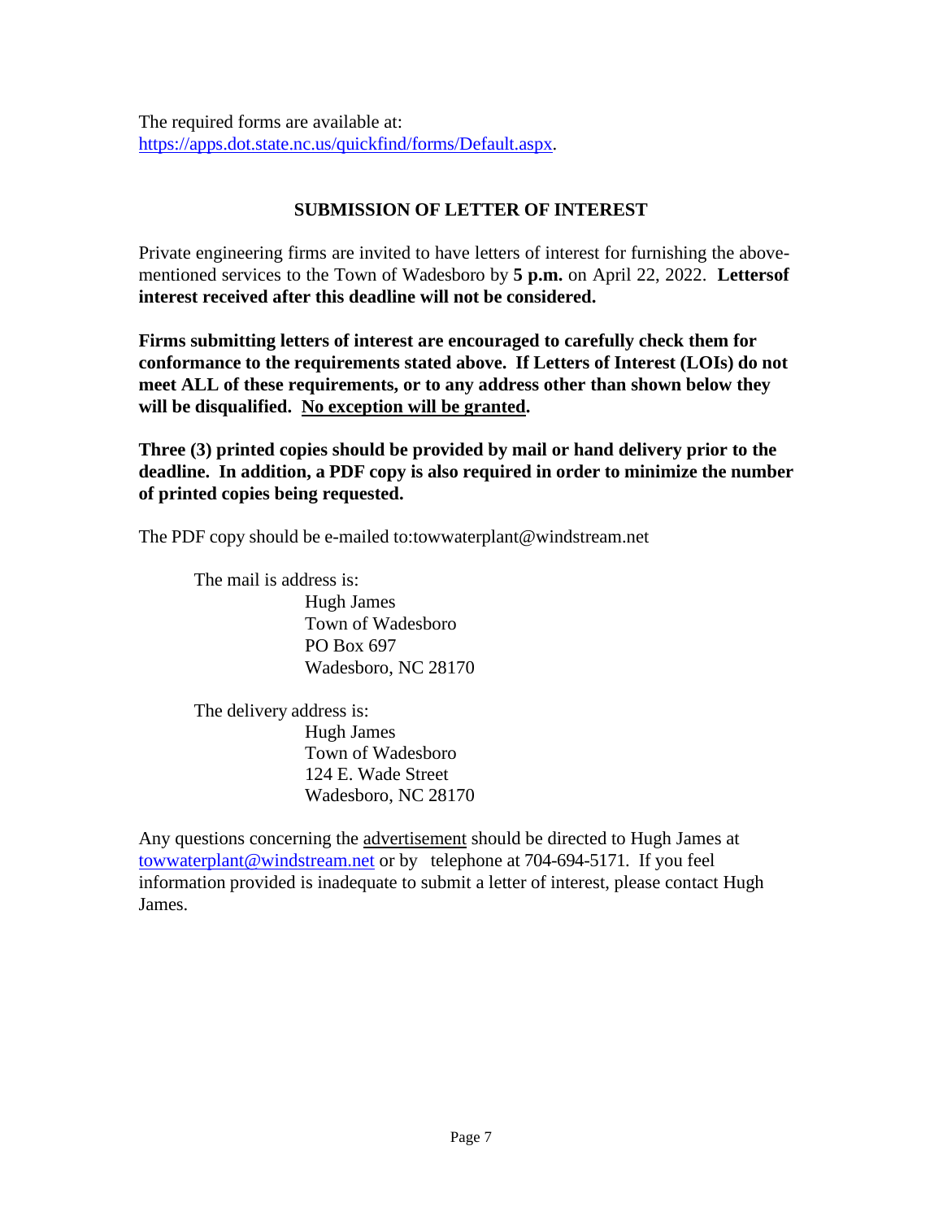The required forms are available at:
https://apps.dot.state.nc.us/quickfind/forms/Default.aspx.

## SUBMISSION OF LETTER OF INTEREST

Private engineering firms are invited to have letters of interest for furnishing the above-mentioned services to the Town of Wadesboro by **5 p.m.** on April 22, 2022. **Lettersof interest received after this deadline will not be considered.**

**Firms submitting letters of interest are encouraged to carefully check them for conformance to the requirements stated above. If Letters of Interest (LOIs) do not meet ALL of these requirements, or to any address other than shown below they will be disqualified. <u>No exception will be granted</u>.**

**Three (3) printed copies should be provided by mail or hand delivery prior to the deadline. In addition, a PDF copy is also required in order to minimize the number of printed copies being requested.**

The PDF copy should be e-mailed to:towwaterplant@windstream.net

The mail is address is:

Hugh James
Town of Wadesboro
PO Box 697
Wadesboro, NC 28170

The delivery address is:

Hugh James
Town of Wadesboro
124 E. Wade Street
Wadesboro, NC 28170

Any questions concerning the <u>advertisement</u> should be directed to Hugh James at towwaterplant@windstream.net or by telephone at 704-694-5171. If you feel information provided is inadequate to submit a letter of interest, please contact Hugh James.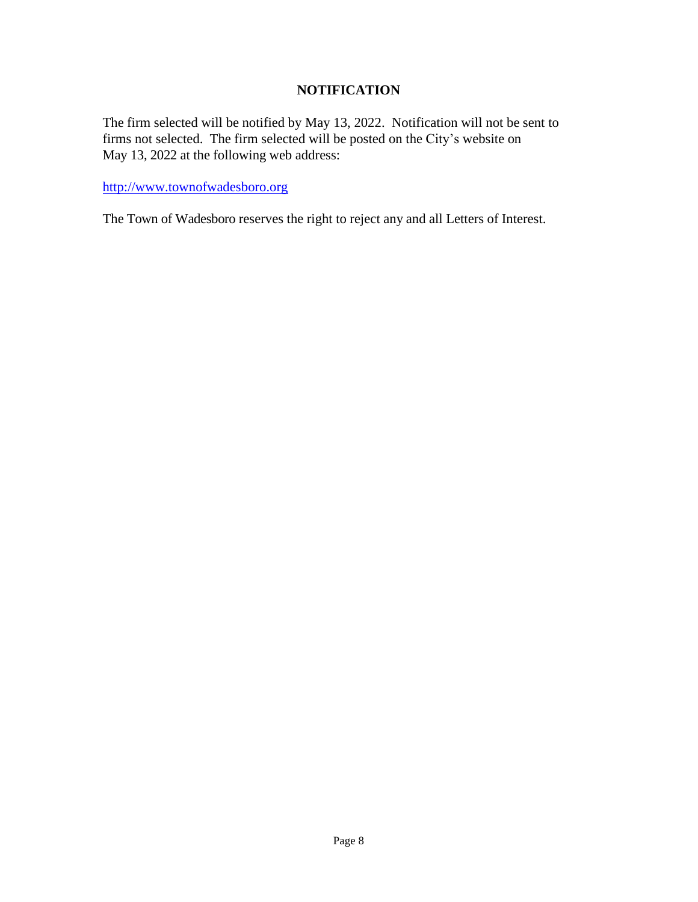## NOTIFICATION

The firm selected will be notified by May 13, 2022. Notification will not be sent to firms not selected. The firm selected will be posted on the City's website on May 13, 2022 at the following web address:

http://www.townofwadesboro.org

The Town of Wadesboro reserves the right to reject any and all Letters of Interest.